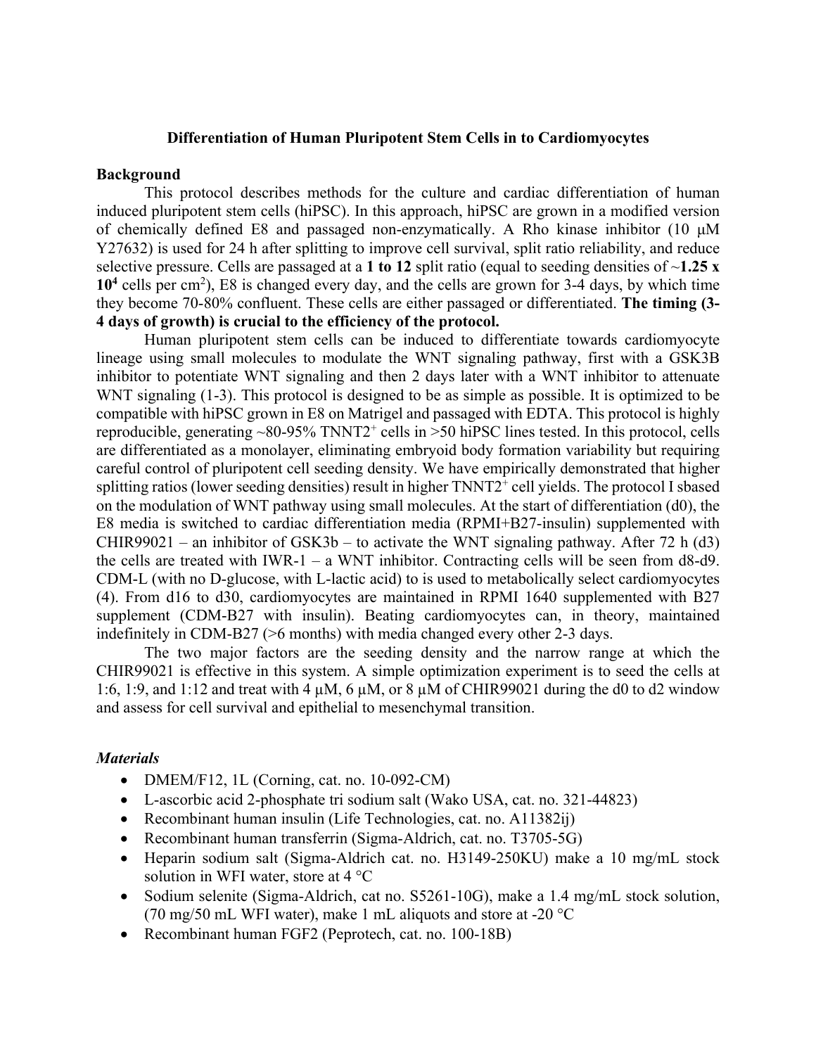# Differentiation of Human Pluripotent Stem Cells in to Cardiomyocytes

## Background

This protocol describes methods for the culture and cardiac differentiation of human induced pluripotent stem cells (hiPSC). In this approach, hiPSC are grown in a modified version of chemically defined E8 and passaged non-enzymatically. A Rho kinase inhibitor (10 μM Y27632) is used for 24 h after splitting to improve cell survival, split ratio reliability, and reduce selective pressure. Cells are passaged at a **1 to 12** split ratio (equal to seeding densities of ~**1.25 x 10$^{4}$** cells per cm$^{2}$), E8 is changed every day, and the cells are grown for 3-4 days, by which time they become 70-80% confluent. These cells are either passaged or differentiated. **The timing (3-4 days of growth) is crucial to the efficiency of the protocol.**

Human pluripotent stem cells can be induced to differentiate towards cardiomyocyte lineage using small molecules to modulate the WNT signaling pathway, first with a GSK3B inhibitor to potentiate WNT signaling and then 2 days later with a WNT inhibitor to attenuate WNT signaling (1-3). This protocol is designed to be as simple as possible. It is optimized to be compatible with hiPSC grown in E8 on Matrigel and passaged with EDTA. This protocol is highly reproducible, generating ~80-95% TNNT2$^{+}$ cells in >50 hiPSC lines tested. In this protocol, cells are differentiated as a monolayer, eliminating embryoid body formation variability but requiring careful control of pluripotent cell seeding density. We have empirically demonstrated that higher splitting ratios (lower seeding densities) result in higher TNNT2$^{+}$ cell yields. The protocol I sbased on the modulation of WNT pathway using small molecules. At the start of differentiation (d0), the E8 media is switched to cardiac differentiation media (RPMI+B27-insulin) supplemented with CHIR99021 – an inhibitor of GSK3b – to activate the WNT signaling pathway. After 72 h (d3) the cells are treated with IWR-1 – a WNT inhibitor. Contracting cells will be seen from d8-d9. CDM-L (with no D-glucose, with L-lactic acid) to is used to metabolically select cardiomyocytes (4). From d16 to d30, cardiomyocytes are maintained in RPMI 1640 supplemented with B27 supplement (CDM-B27 with insulin). Beating cardiomyocytes can, in theory, maintained indefinitely in CDM-B27 (>6 months) with media changed every other 2-3 days.

The two major factors are the seeding density and the narrow range at which the CHIR99021 is effective in this system. A simple optimization experiment is to seed the cells at 1:6, 1:9, and 1:12 and treat with 4 μM, 6 μM, or 8 μM of CHIR99021 during the d0 to d2 window and assess for cell survival and epithelial to mesenchymal transition.

### *Materials*

- DMEM/F12, 1L (Corning, cat. no. 10-092-CM)
- L-ascorbic acid 2-phosphate tri sodium salt (Wako USA, cat. no. 321-44823)
- Recombinant human insulin (Life Technologies, cat. no. A11382ij)
- Recombinant human transferrin (Sigma-Aldrich, cat. no. T3705-5G)
- Heparin sodium salt (Sigma-Aldrich cat. no. H3149-250KU) make a 10 mg/mL stock solution in WFI water, store at 4 °C
- Sodium selenite (Sigma-Aldrich, cat no. S5261-10G), make a 1.4 mg/mL stock solution, (70 mg/50 mL WFI water), make 1 mL aliquots and store at -20 °C
- Recombinant human FGF2 (Peprotech, cat. no. 100-18B)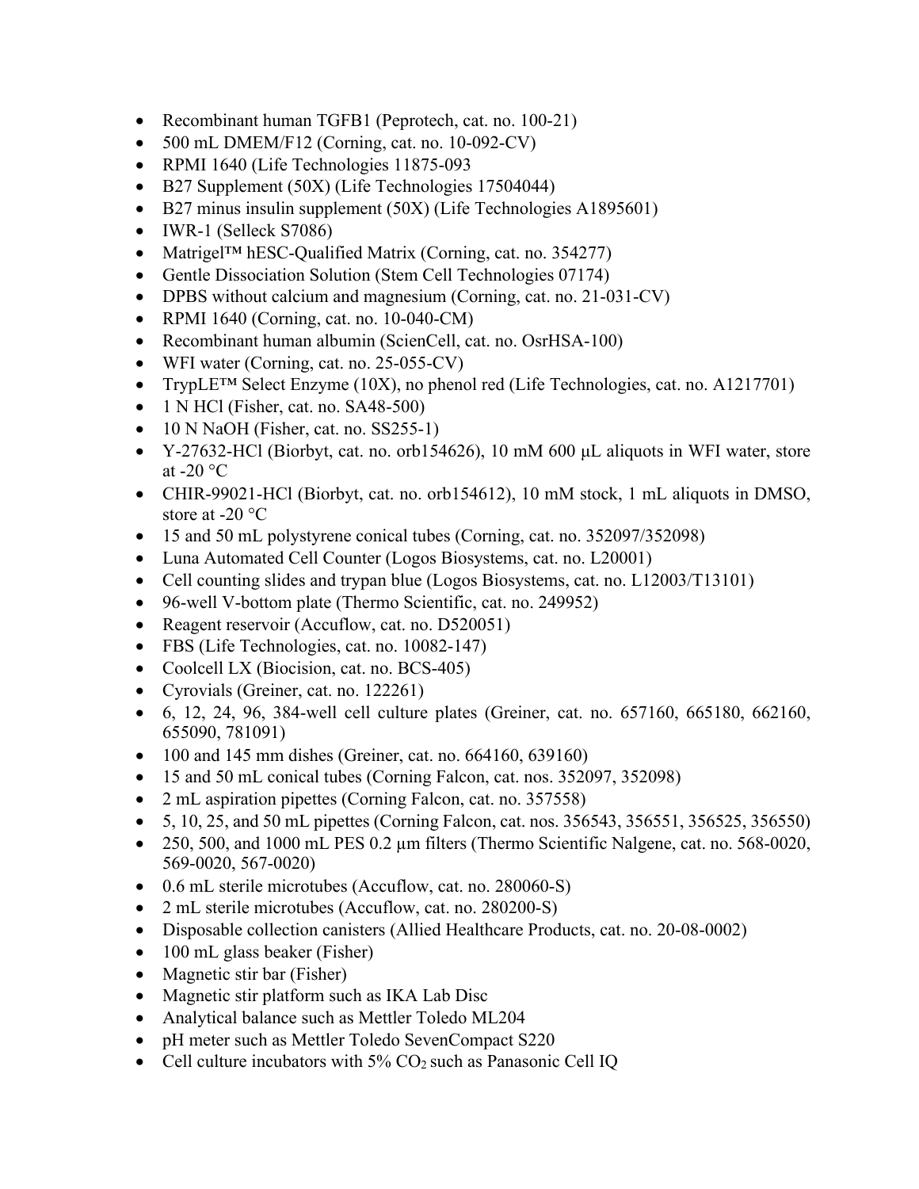- Recombinant human TGFB1 (Peprotech, cat. no. 100-21)
- 500 mL DMEM/F12 (Corning, cat. no. 10-092-CV)
- RPMI 1640 (Life Technologies 11875-093
- B27 Supplement (50X) (Life Technologies 17504044)
- B27 minus insulin supplement (50X) (Life Technologies A1895601)
- IWR-1 (Selleck S7086)
- Matrigel™ hESC-Qualified Matrix (Corning, cat. no. 354277)
- Gentle Dissociation Solution (Stem Cell Technologies 07174)
- DPBS without calcium and magnesium (Corning, cat. no. 21-031-CV)
- RPMI 1640 (Corning, cat. no. 10-040-CM)
- Recombinant human albumin (ScienCell, cat. no. OsrHSA-100)
- WFI water (Corning, cat. no. 25-055-CV)
- TrypLE™ Select Enzyme (10X), no phenol red (Life Technologies, cat. no. A1217701)
- 1 N HCl (Fisher, cat. no. SA48-500)
- 10 N NaOH (Fisher, cat. no. SS255-1)
- Y-27632-HCl (Biorbyt, cat. no. orb154626), 10 mM 600 μL aliquots in WFI water, store at -20 °C
- CHIR-99021-HCl (Biorbyt, cat. no. orb154612), 10 mM stock, 1 mL aliquots in DMSO, store at -20 °C
- 15 and 50 mL polystyrene conical tubes (Corning, cat. no. 352097/352098)
- Luna Automated Cell Counter (Logos Biosystems, cat. no. L20001)
- Cell counting slides and trypan blue (Logos Biosystems, cat. no. L12003/T13101)
- 96-well V-bottom plate (Thermo Scientific, cat. no. 249952)
- Reagent reservoir (Accuflow, cat. no. D520051)
- FBS (Life Technologies, cat. no. 10082-147)
- Coolcell LX (Biocision, cat. no. BCS-405)
- Cyrovials (Greiner, cat. no. 122261)
- 6, 12, 24, 96, 384-well cell culture plates (Greiner, cat. no. 657160, 665180, 662160, 655090, 781091)
- 100 and 145 mm dishes (Greiner, cat. no. 664160, 639160)
- 15 and 50 mL conical tubes (Corning Falcon, cat. nos. 352097, 352098)
- 2 mL aspiration pipettes (Corning Falcon, cat. no. 357558)
- 5, 10, 25, and 50 mL pipettes (Corning Falcon, cat. nos. 356543, 356551, 356525, 356550)
- 250, 500, and 1000 mL PES 0.2 µm filters (Thermo Scientific Nalgene, cat. no. 568-0020, 569-0020, 567-0020)
- 0.6 mL sterile microtubes (Accuflow, cat. no. 280060-S)
- 2 mL sterile microtubes (Accuflow, cat. no. 280200-S)
- Disposable collection canisters (Allied Healthcare Products, cat. no. 20-08-0002)
- 100 mL glass beaker (Fisher)
- Magnetic stir bar (Fisher)
- Magnetic stir platform such as IKA Lab Disc
- Analytical balance such as Mettler Toledo ML204
- pH meter such as Mettler Toledo SevenCompact S220
- Cell culture incubators with 5% $CO_2$ such as Panasonic Cell IQ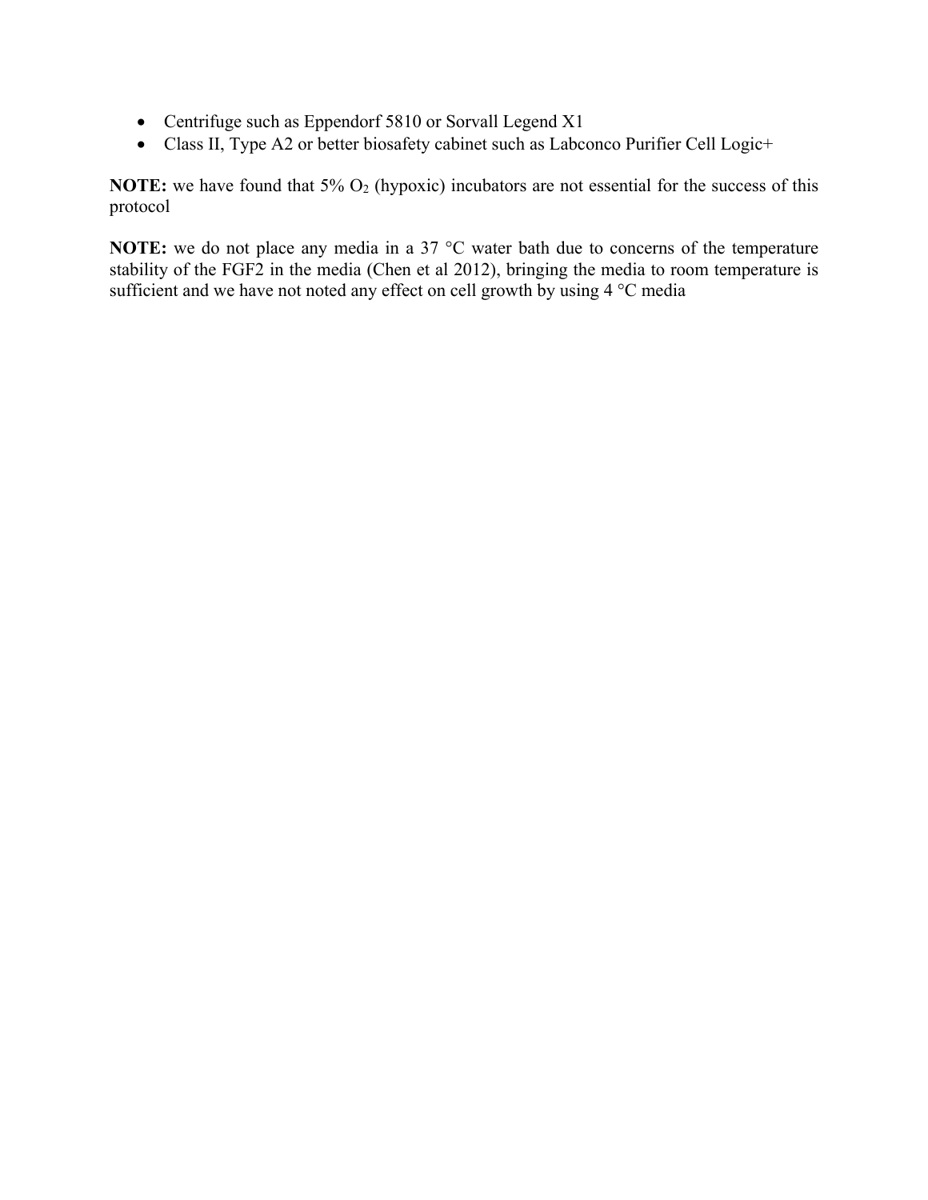- Centrifuge such as Eppendorf 5810 or Sorvall Legend X1
- Class II, Type A2 or better biosafety cabinet such as Labconco Purifier Cell Logic+

**NOTE:** we have found that 5% $O_2$ (hypoxic) incubators are not essential for the success of this protocol

**NOTE:** we do not place any media in a 37 °C water bath due to concerns of the temperature stability of the FGF2 in the media (Chen et al 2012), bringing the media to room temperature is sufficient and we have not noted any effect on cell growth by using 4 °C media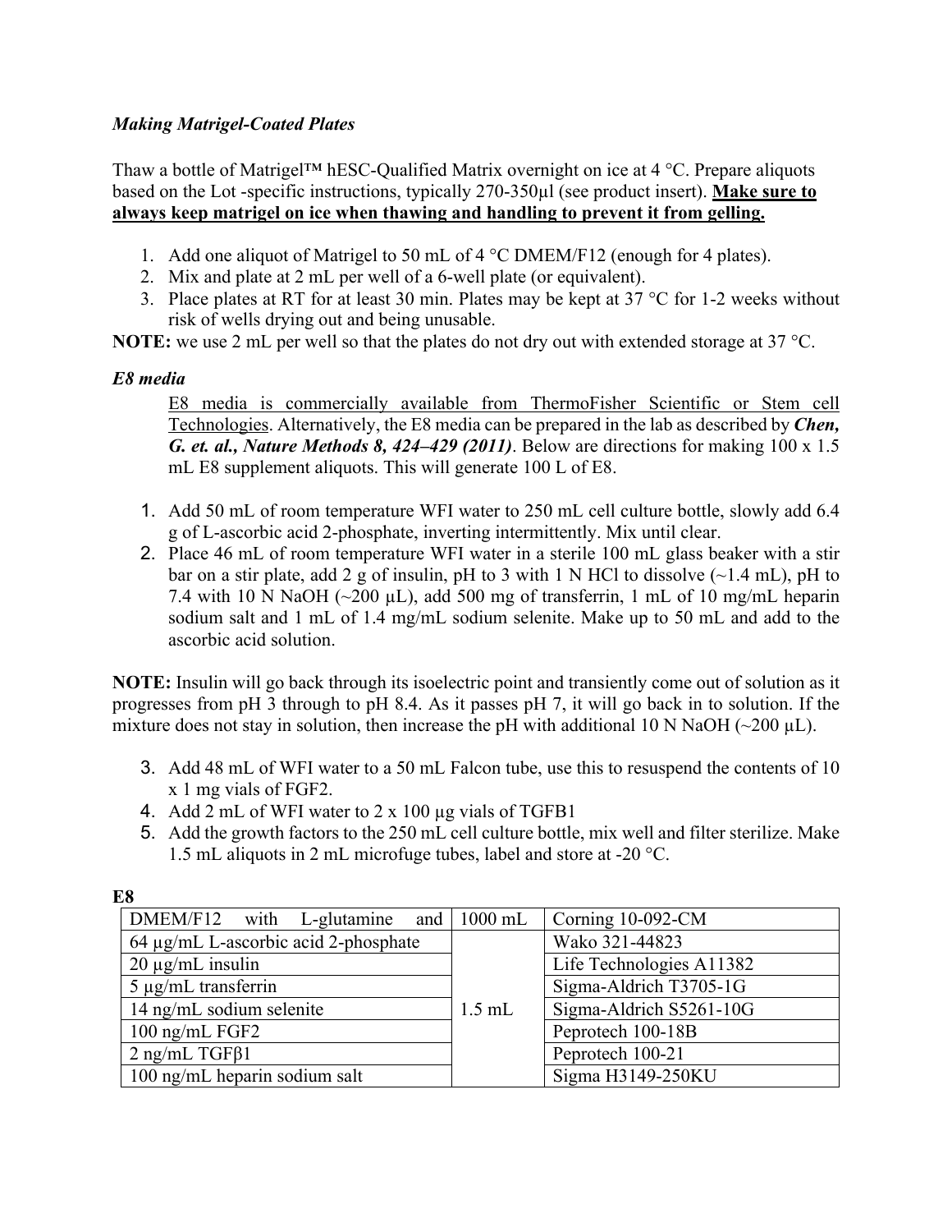### *Making Matrigel-Coated Plates*

Thaw a bottle of Matrigel™ hESC-Qualified Matrix overnight on ice at 4 °C. Prepare aliquots based on the Lot -specific instructions, typically 270-350µl (see product insert). **Make sure to always keep matrigel on ice when thawing and handling to prevent it from gelling.**

1. Add one aliquot of Matrigel to 50 mL of 4 °C DMEM/F12 (enough for 4 plates).
2. Mix and plate at 2 mL per well of a 6-well plate (or equivalent).
3. Place plates at RT for at least 30 min. Plates may be kept at 37 °C for 1-2 weeks without risk of wells drying out and being unusable.

**NOTE:** we use 2 mL per well so that the plates do not dry out with extended storage at 37 °C.

### *E8 media*

E8 media is commercially available from ThermoFisher Scientific or Stem cell Technologies. Alternatively, the E8 media can be prepared in the lab as described by ***Chen, G. et. al., Nature Methods 8, 424–429 (2011)***. Below are directions for making 100 x 1.5 mL E8 supplement aliquots. This will generate 100 L of E8.

1. Add 50 mL of room temperature WFI water to 250 mL cell culture bottle, slowly add 6.4 g of L-ascorbic acid 2-phosphate, inverting intermittently. Mix until clear.
2. Place 46 mL of room temperature WFI water in a sterile 100 mL glass beaker with a stir bar on a stir plate, add 2 g of insulin, pH to 3 with 1 N HCl to dissolve (~1.4 mL), pH to 7.4 with 10 N NaOH (~200 µL), add 500 mg of transferrin, 1 mL of 10 mg/mL heparin sodium salt and 1 mL of 1.4 mg/mL sodium selenite. Make up to 50 mL and add to the ascorbic acid solution.

**NOTE:** Insulin will go back through its isoelectric point and transiently come out of solution as it progresses from pH 3 through to pH 8.4. As it passes pH 7, it will go back in to solution. If the mixture does not stay in solution, then increase the pH with additional 10 N NaOH (~200 µL).

3. Add 48 mL of WFI water to a 50 mL Falcon tube, use this to resuspend the contents of 10 x 1 mg vials of FGF2.
4. Add 2 mL of WFI water to 2 x 100 µg vials of TGFB1
5. Add the growth factors to the 250 mL cell culture bottle, mix well and filter sterilize. Make 1.5 mL aliquots in 2 mL microfuge tubes, label and store at -20 °C.

**E8**

| DMEM/F12 with L-glutamine and | 1000 mL | Corning 10-092-CM |
|---|---|---|
| 64 µg/mL L-ascorbic acid 2-phosphate | 1.5 mL | Wako 321-44823 |
| 20 µg/mL insulin | | Life Technologies A11382 |
| 5 µg/mL transferrin | | Sigma-Aldrich T3705-1G |
| 14 ng/mL sodium selenite | | Sigma-Aldrich S5261-10G |
| 100 ng/mL FGF2 | | Peprotech 100-18B |
| 2 ng/mL TGFβ1 | | Peprotech 100-21 |
| 100 ng/mL heparin sodium salt | | Sigma H3149-250KU |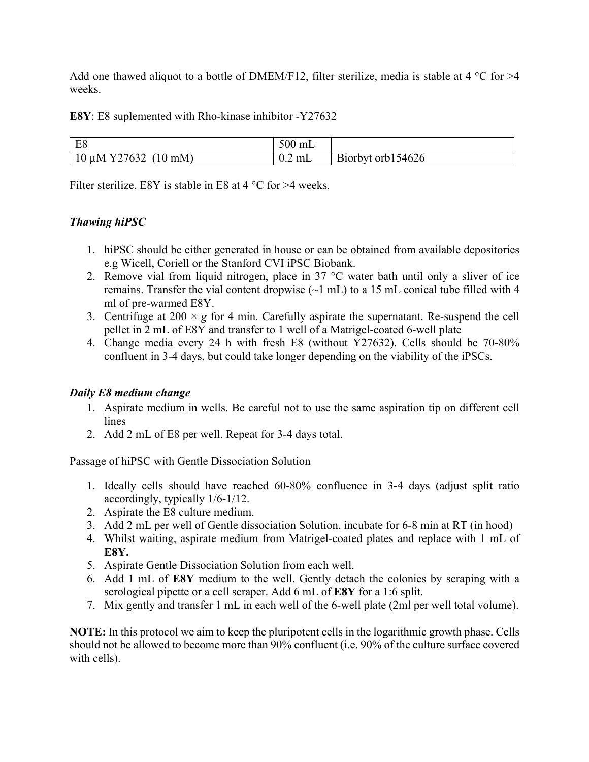Add one thawed aliquot to a bottle of DMEM/F12, filter sterilize, media is stable at 4 °C for >4 weeks.

**E8Y**: E8 suplemented with Rho-kinase inhibitor -Y27632

| E8 | 500 mL | |
|---|---|---|
| 10 µM Y27632 (10 mM) | 0.2 mL | Biorbyt orb154626 |

Filter sterilize, E8Y is stable in E8 at 4 °C for >4 weeks.

### *Thawing hiPSC*

1. hiPSC should be either generated in house or can be obtained from available depositories e.g Wicell, Coriell or the Stanford CVI iPSC Biobank.
2. Remove vial from liquid nitrogen, place in 37 °C water bath until only a sliver of ice remains. Transfer the vial content dropwise (~1 mL) to a 15 mL conical tube filled with 4 ml of pre-warmed E8Y.
3. Centrifuge at 200 × *g* for 4 min. Carefully aspirate the supernatant. Re-suspend the cell pellet in 2 mL of E8Y and transfer to 1 well of a Matrigel-coated 6-well plate
4. Change media every 24 h with fresh E8 (without Y27632). Cells should be 70-80% confluent in 3-4 days, but could take longer depending on the viability of the iPSCs.

### *Daily E8 medium change*

1. Aspirate medium in wells. Be careful not to use the same aspiration tip on different cell lines
2. Add 2 mL of E8 per well. Repeat for 3-4 days total.

Passage of hiPSC with Gentle Dissociation Solution

1. Ideally cells should have reached 60-80% confluence in 3-4 days (adjust split ratio accordingly, typically 1/6-1/12.
2. Aspirate the E8 culture medium.
3. Add 2 mL per well of Gentle dissociation Solution, incubate for 6-8 min at RT (in hood)
4. Whilst waiting, aspirate medium from Matrigel-coated plates and replace with 1 mL of **E8Y.**
5. Aspirate Gentle Dissociation Solution from each well.
6. Add 1 mL of **E8Y** medium to the well. Gently detach the colonies by scraping with a serological pipette or a cell scraper. Add 6 mL of **E8Y** for a 1:6 split.
7. Mix gently and transfer 1 mL in each well of the 6-well plate (2ml per well total volume).

**NOTE:** In this protocol we aim to keep the pluripotent cells in the logarithmic growth phase. Cells should not be allowed to become more than 90% confluent (i.e. 90% of the culture surface covered with cells).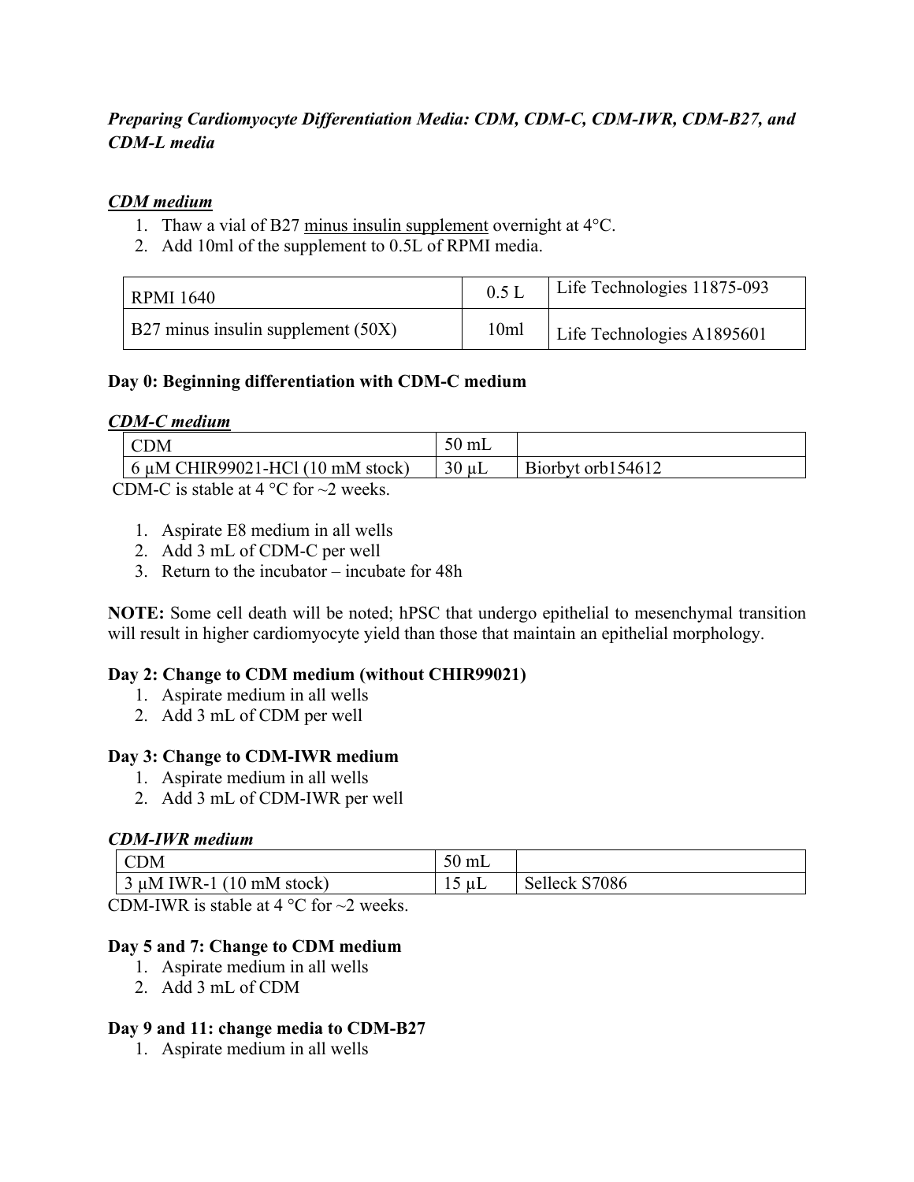*Preparing Cardiomyocyte Differentiation Media: CDM, CDM-C, CDM-IWR, CDM-B27, and CDM-L media*

***CDM medium***

1. Thaw a vial of B27 minus insulin supplement overnight at 4°C.
2. Add 10ml of the supplement to 0.5L of RPMI media.

| RPMI 1640 | 0.5 L | Life Technologies 11875-093 |
|---|---|---|
| B27 minus insulin supplement (50X) | 10ml | Life Technologies A1895601 |

**Day 0: Beginning differentiation with CDM-C medium**

***CDM-C medium***

| CDM | 50 mL | |
|---|---|---|
| 6 µM CHIR99021-HCl (10 mM stock) | 30 µL | Biorbyt orb154612 |

CDM-C is stable at 4 °C for ~2 weeks.

1. Aspirate E8 medium in all wells
2. Add 3 mL of CDM-C per well
3. Return to the incubator – incubate for 48h

**NOTE:** Some cell death will be noted; hPSC that undergo epithelial to mesenchymal transition will result in higher cardiomyocyte yield than those that maintain an epithelial morphology.

**Day 2: Change to CDM medium (without CHIR99021)**

1. Aspirate medium in all wells
2. Add 3 mL of CDM per well

**Day 3: Change to CDM-IWR medium**

1. Aspirate medium in all wells
2. Add 3 mL of CDM-IWR per well

***CDM-IWR medium***

| CDM | 50 mL | |
|---|---|---|
| 3 µM IWR-1 (10 mM stock) | 15 µL | Selleck S7086 |

CDM-IWR is stable at 4 °C for ~2 weeks.

**Day 5 and 7: Change to CDM medium**

1. Aspirate medium in all wells
2. Add 3 mL of CDM

**Day 9 and 11: change media to CDM-B27**

1. Aspirate medium in all wells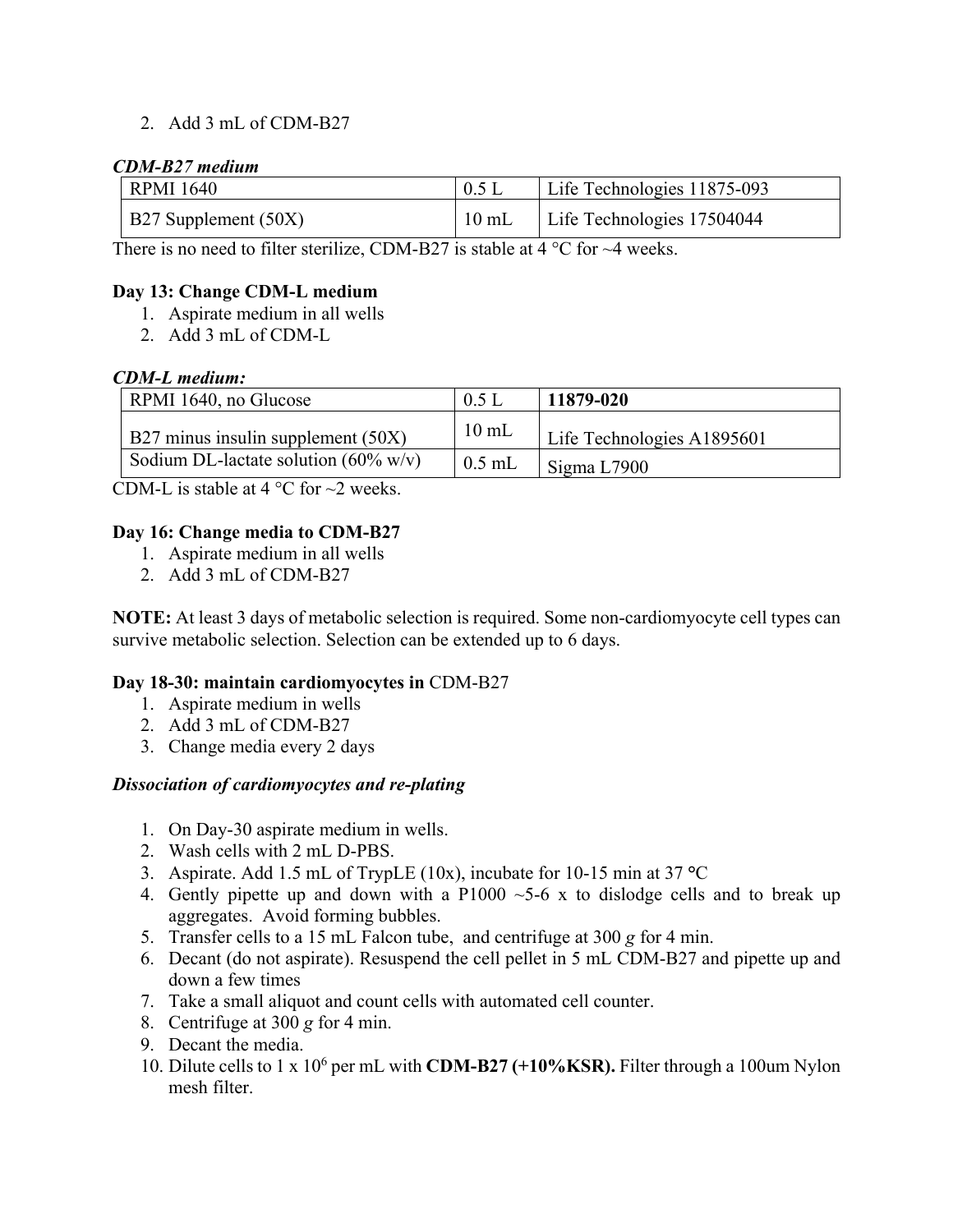2. Add 3 mL of CDM-B27

***CDM-B27 medium***

| RPMI 1640 | 0.5 L | Life Technologies 11875-093 |
|---|---|---|
| B27 Supplement (50X) | 10 mL | Life Technologies 17504044 |

There is no need to filter sterilize, CDM-B27 is stable at 4 °C for ~4 weeks.

**Day 13: Change CDM-L medium**

1. Aspirate medium in all wells
2. Add 3 mL of CDM-L

***CDM-L medium:***

| RPMI 1640, no Glucose | 0.5 L | **11879-020** |
|---|---|---|
| B27 minus insulin supplement (50X) | 10 mL | Life Technologies A1895601 |
| Sodium DL-lactate solution (60% w/v) | 0.5 mL | Sigma L7900 |

CDM-L is stable at 4 °C for ~2 weeks.

**Day 16: Change media to CDM-B27**

1. Aspirate medium in all wells
2. Add 3 mL of CDM-B27

**NOTE:** At least 3 days of metabolic selection is required. Some non-cardiomyocyte cell types can survive metabolic selection. Selection can be extended up to 6 days.

**Day 18-30: maintain cardiomyocytes in** CDM-B27

1. Aspirate medium in wells
2. Add 3 mL of CDM-B27
3. Change media every 2 days

***Dissociation of cardiomyocytes and re-plating***

1. On Day-30 aspirate medium in wells.
2. Wash cells with 2 mL D-PBS.
3. Aspirate. Add 1.5 mL of TrypLE (10x), incubate for 10-15 min at 37 °C
4. Gently pipette up and down with a P1000 ~5-6 x to dislodge cells and to break up aggregates. Avoid forming bubbles.
5. Transfer cells to a 15 mL Falcon tube, and centrifuge at 300 *g* for 4 min.
6. Decant (do not aspirate). Resuspend the cell pellet in 5 mL CDM-B27 and pipette up and down a few times
7. Take a small aliquot and count cells with automated cell counter.
8. Centrifuge at 300 *g* for 4 min.
9. Decant the media.
10. Dilute cells to 1 x $10^6$ per mL with **CDM-B27 (+10%KSR).** Filter through a 100um Nylon mesh filter.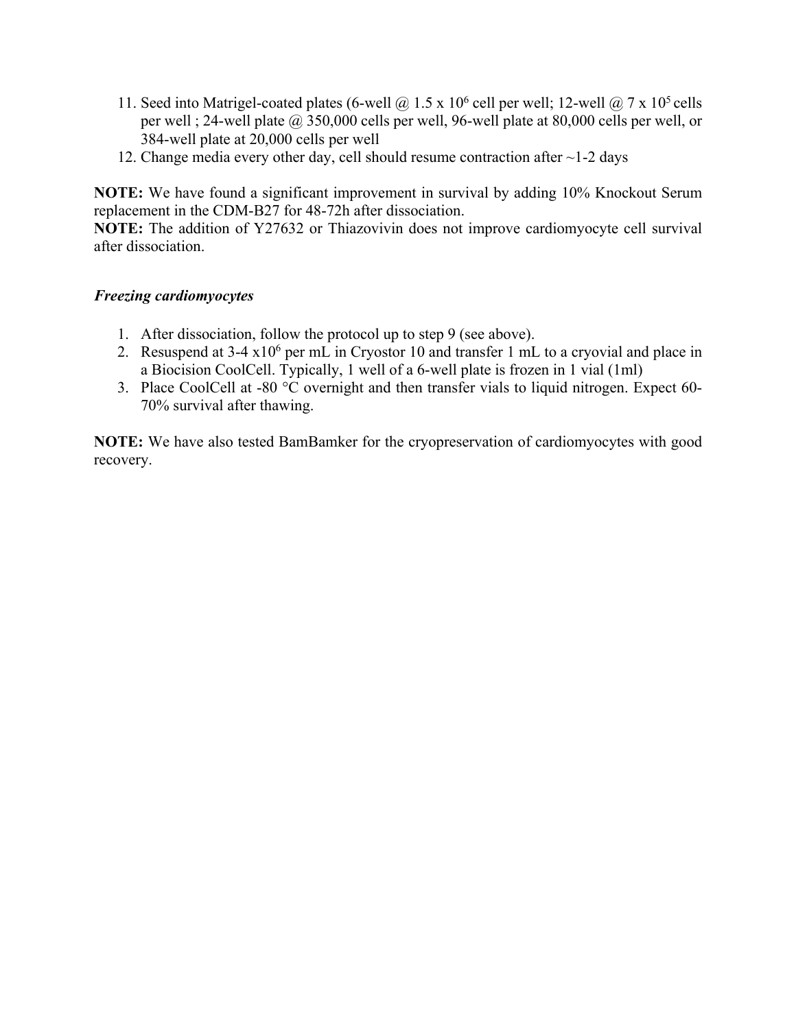11. Seed into Matrigel-coated plates (6-well @ 1.5 x $10^6$ cell per well; 12-well @ 7 x $10^5$ cells per well ; 24-well plate @ 350,000 cells per well, 96-well plate at 80,000 cells per well, or 384-well plate at 20,000 cells per well
12. Change media every other day, cell should resume contraction after ~1-2 days

**NOTE:** We have found a significant improvement in survival by adding 10% Knockout Serum replacement in the CDM-B27 for 48-72h after dissociation.
**NOTE:** The addition of Y27632 or Thiazovivin does not improve cardiomyocyte cell survival after dissociation.

***Freezing cardiomyocytes***

1. After dissociation, follow the protocol up to step 9 (see above).
2. Resuspend at 3-4 x$10^6$ per mL in Cryostor 10 and transfer 1 mL to a cryovial and place in a Biocision CoolCell. Typically, 1 well of a 6-well plate is frozen in 1 vial (1ml)
3. Place CoolCell at -80 °C overnight and then transfer vials to liquid nitrogen. Expect 60-70% survival after thawing.

**NOTE:** We have also tested BamBamker for the cryopreservation of cardiomyocytes with good recovery.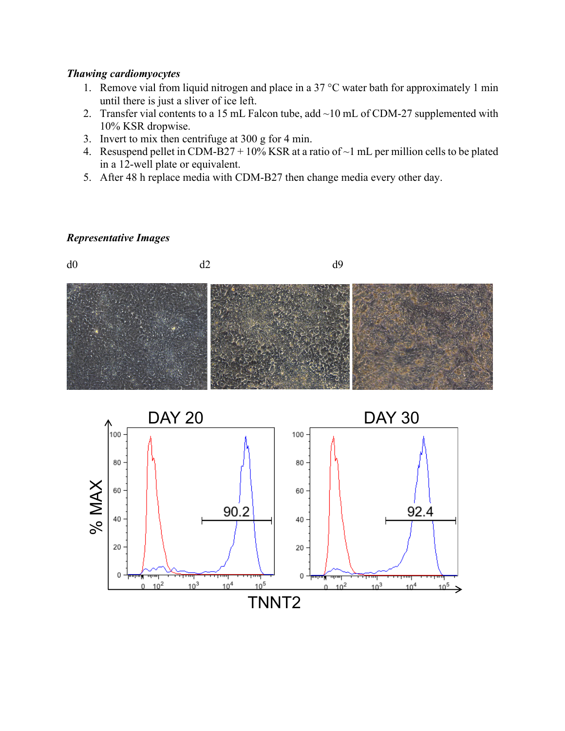***Thawing cardiomyocytes***

1. Remove vial from liquid nitrogen and place in a 37 °C water bath for approximately 1 min until there is just a sliver of ice left.
2. Transfer vial contents to a 15 mL Falcon tube, add ~10 mL of CDM-27 supplemented with 10% KSR dropwise.
3. Invert to mix then centrifuge at 300 g for 4 min.
4. Resuspend pellet in CDM-B27 + 10% KSR at a ratio of ~1 mL per million cells to be plated in a 12-well plate or equivalent.
5. After 48 h replace media with CDM-B27 then change media every other day.

***Representative Images***

d0 d2 d9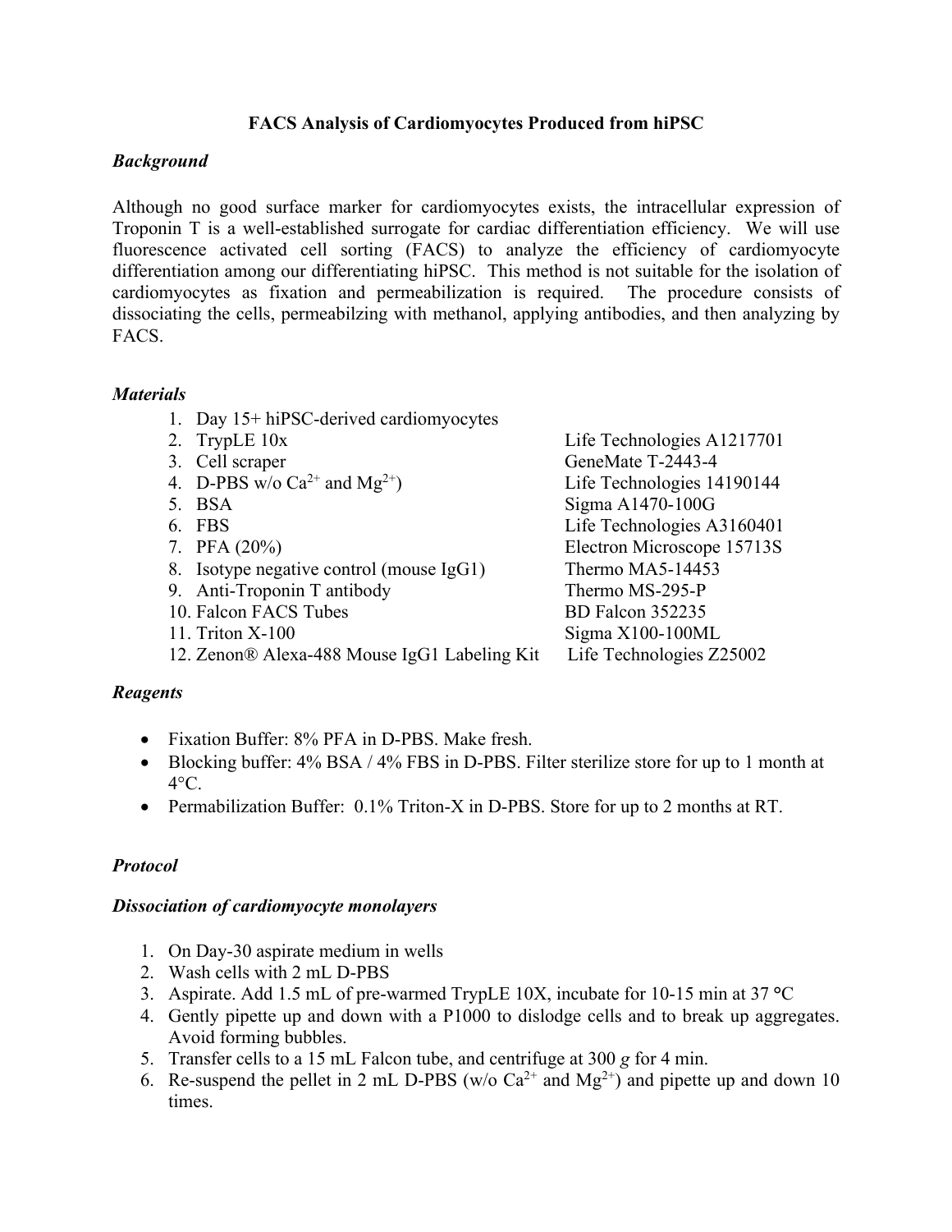## FACS Analysis of Cardiomyocytes Produced from hiPSC

### *Background*

Although no good surface marker for cardiomyocytes exists, the intracellular expression of Troponin T is a well-established surrogate for cardiac differentiation efficiency. We will use fluorescence activated cell sorting (FACS) to analyze the efficiency of cardiomyocyte differentiation among our differentiating hiPSC. This method is not suitable for the isolation of cardiomyocytes as fixation and permeabilization is required. The procedure consists of dissociating the cells, permeabilzing with methanol, applying antibodies, and then analyzing by FACS.

### *Materials*

1. Day 15+ hiPSC-derived cardiomyocytes
2. TrypLE 10x — Life Technologies A1217701
3. Cell scraper — GeneMate T-2443-4
4. D-PBS w/o $Ca^{2+}$ and $Mg^{2+}$) — Life Technologies 14190144
5. BSA — Sigma A1470-100G
6. FBS — Life Technologies A3160401
7. PFA (20%) — Electron Microscope 15713S
8. Isotype negative control (mouse IgG1) — Thermo MA5-14453
9. Anti-Troponin T antibody — Thermo MS-295-P
10. Falcon FACS Tubes — BD Falcon 352235
11. Triton X-100 — Sigma X100-100ML
12. Zenon® Alexa-488 Mouse IgG1 Labeling Kit — Life Technologies Z25002

### *Reagents*

- Fixation Buffer: 8% PFA in D-PBS. Make fresh.
- Blocking buffer: 4% BSA / 4% FBS in D-PBS. Filter sterilize store for up to 1 month at 4°C.
- Permabilization Buffer: 0.1% Triton-X in D-PBS. Store for up to 2 months at RT.

### *Protocol*

### *Dissociation of cardiomyocyte monolayers*

1. On Day-30 aspirate medium in wells
2. Wash cells with 2 mL D-PBS
3. Aspirate. Add 1.5 mL of pre-warmed TrypLE 10X, incubate for 10-15 min at 37 °C
4. Gently pipette up and down with a P1000 to dislodge cells and to break up aggregates. Avoid forming bubbles.
5. Transfer cells to a 15 mL Falcon tube, and centrifuge at 300 *g* for 4 min.
6. Re-suspend the pellet in 2 mL D-PBS (w/o $Ca^{2+}$ and $Mg^{2+}$) and pipette up and down 10 times.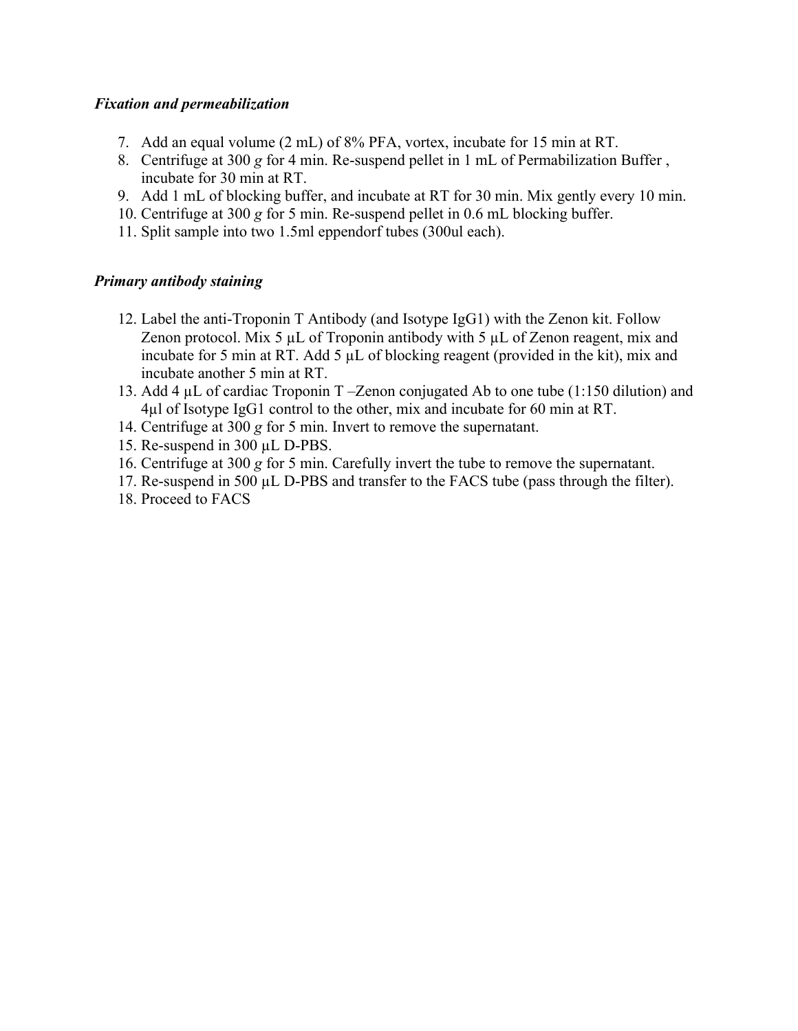*Fixation and permeabilization*

7. Add an equal volume (2 mL) of 8% PFA, vortex, incubate for 15 min at RT.
8. Centrifuge at 300 *g* for 4 min. Re-suspend pellet in 1 mL of Permabilization Buffer , incubate for 30 min at RT.
9. Add 1 mL of blocking buffer, and incubate at RT for 30 min. Mix gently every 10 min.
10. Centrifuge at 300 *g* for 5 min. Re-suspend pellet in 0.6 mL blocking buffer.
11. Split sample into two 1.5ml eppendorf tubes (300ul each).

*Primary antibody staining*

12. Label the anti-Troponin T Antibody (and Isotype IgG1) with the Zenon kit. Follow Zenon protocol. Mix 5 μL of Troponin antibody with 5 μL of Zenon reagent, mix and incubate for 5 min at RT. Add 5 μL of blocking reagent (provided in the kit), mix and incubate another 5 min at RT.
13. Add 4 μL of cardiac Troponin T –Zenon conjugated Ab to one tube (1:150 dilution) and 4μl of Isotype IgG1 control to the other, mix and incubate for 60 min at RT.
14. Centrifuge at 300 *g* for 5 min. Invert to remove the supernatant.
15. Re-suspend in 300 μL D-PBS.
16. Centrifuge at 300 *g* for 5 min. Carefully invert the tube to remove the supernatant.
17. Re-suspend in 500 μL D-PBS and transfer to the FACS tube (pass through the filter).
18. Proceed to FACS